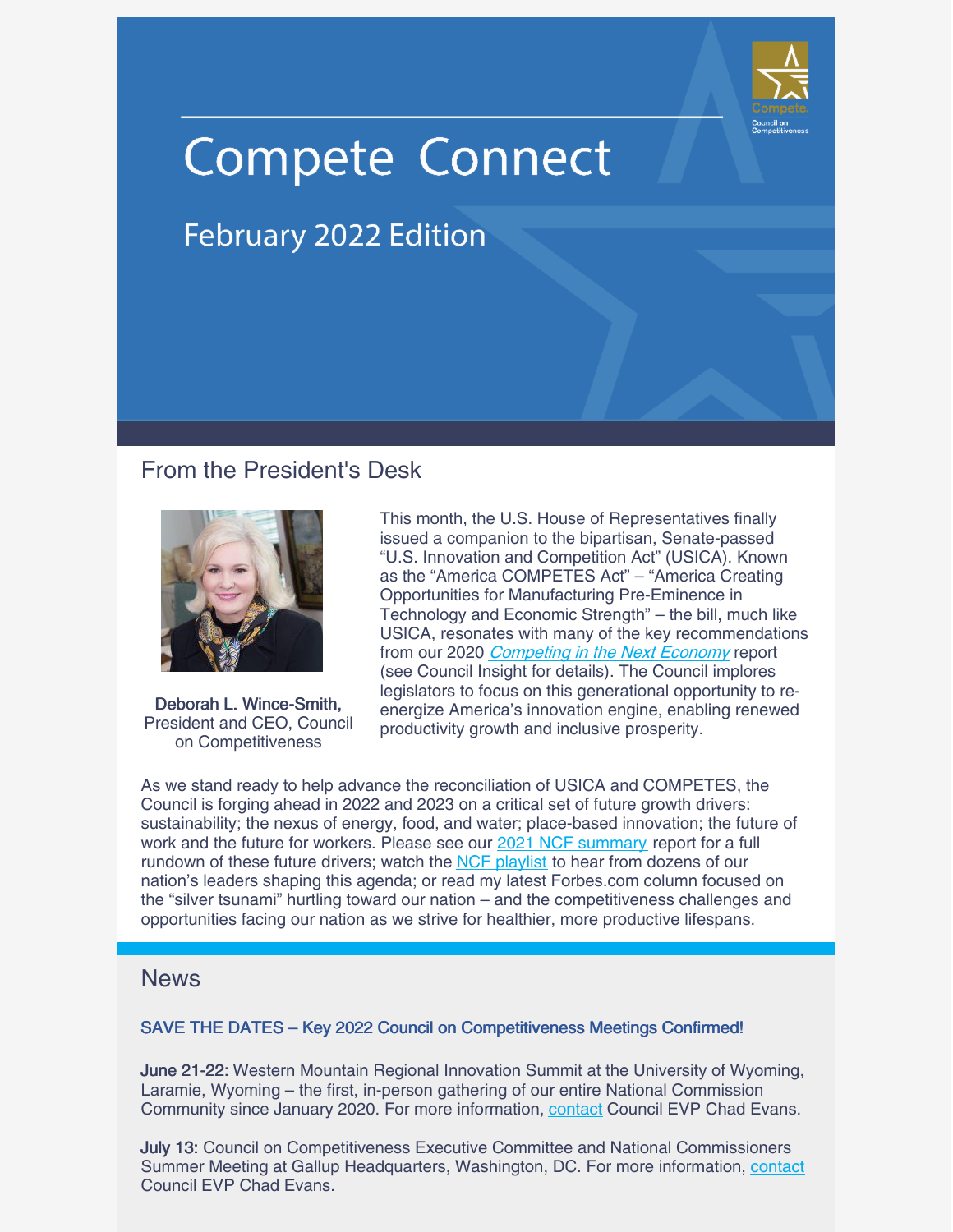# Compete Connect

## February 2022 Edition

## From the President's Desk

**Deborah L. Wince-Smith,** President and CEO, Council on Competitiveness

This month, the U.S. House of Representatives finally issued a companion to the bipartisan, Senate-passed "U.S. Innovation and Competition Act" (USICA). Known as the "America COMPETES Act" – "America Creating Opportunities for Manufacturing Pre-Eminence in Technology and Economic Strength" – the bill, much like USICA, resonates with many of the key recommendations from our 2020 *Competing in the Next Economy* report (see Council Insight for details). The Council implores legislators to focus on this generational opportunity to re-energize America's innovation engine, enabling renewed productivity growth and inclusive prosperity.

As we stand ready to help advance the reconciliation of USICA and COMPETES, the Council is forging ahead in 2022 and 2023 on a critical set of future growth drivers: sustainability; the nexus of energy, food, and water; place-based innovation; the future of work and the future for workers. Please see our 2021 NCF summary report for a full rundown of these future drivers; watch the NCF playlist to hear from dozens of our nation's leaders shaping this agenda; or read my latest Forbes.com column focused on the "silver tsunami" hurtling toward our nation – and the competitiveness challenges and opportunities facing our nation as we strive for healthier, more productive lifespans.

## News

### SAVE THE DATES – Key 2022 Council on Competitiveness Meetings Confirmed!

**June 21-22:** Western Mountain Regional Innovation Summit at the University of Wyoming, Laramie, Wyoming – the first, in-person gathering of our entire National Commission Community since January 2020. For more information, contact Council EVP Chad Evans.

**July 13:** Council on Competitiveness Executive Committee and National Commissioners Summer Meeting at Gallup Headquarters, Washington, DC. For more information, contact Council EVP Chad Evans.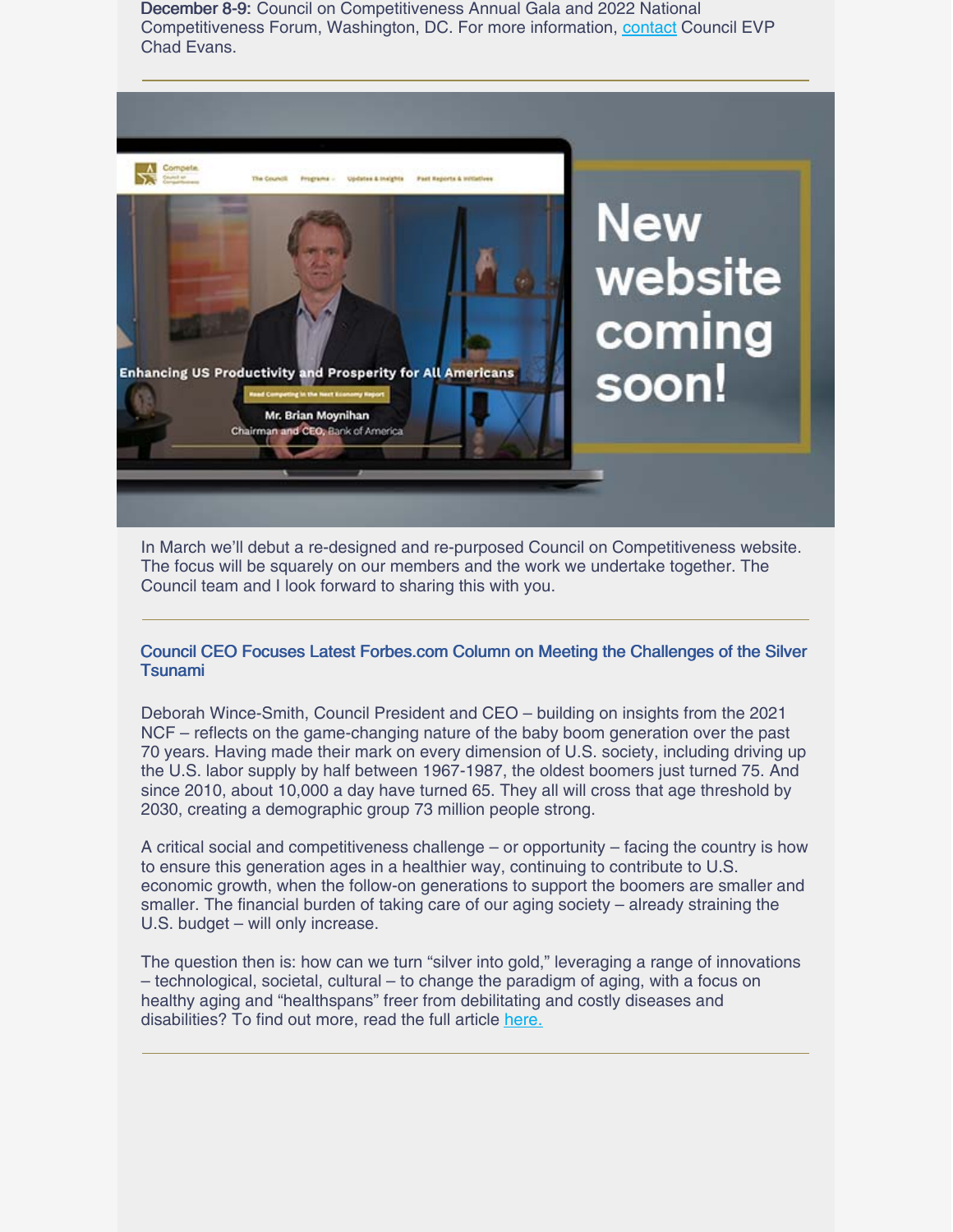**December 8-9:** Council on Competitiveness Annual Gala and 2022 National Competitiveness Forum, Washington, DC. For more information, contact Council EVP Chad Evans.

---

In March we'll debut a re-designed and re-purposed Council on Competitiveness website. The focus will be squarely on our members and the work we undertake together. The Council team and I look forward to sharing this with you.

---

### Council CEO Focuses Latest Forbes.com Column on Meeting the Challenges of the Silver Tsunami

Deborah Wince-Smith, Council President and CEO – building on insights from the 2021 NCF – reflects on the game-changing nature of the baby boom generation over the past 70 years. Having made their mark on every dimension of U.S. society, including driving up the U.S. labor supply by half between 1967-1987, the oldest boomers just turned 75. And since 2010, about 10,000 a day have turned 65. They all will cross that age threshold by 2030, creating a demographic group 73 million people strong.

A critical social and competitiveness challenge – or opportunity – facing the country is how to ensure this generation ages in a healthier way, continuing to contribute to U.S. economic growth, when the follow-on generations to support the boomers are smaller and smaller. The financial burden of taking care of our aging society – already straining the U.S. budget – will only increase.

The question then is: how can we turn "silver into gold," leveraging a range of innovations – technological, societal, cultural – to change the paradigm of aging, with a focus on healthy aging and "healthspans" freer from debilitating and costly diseases and disabilities? To find out more, read the full article here.

---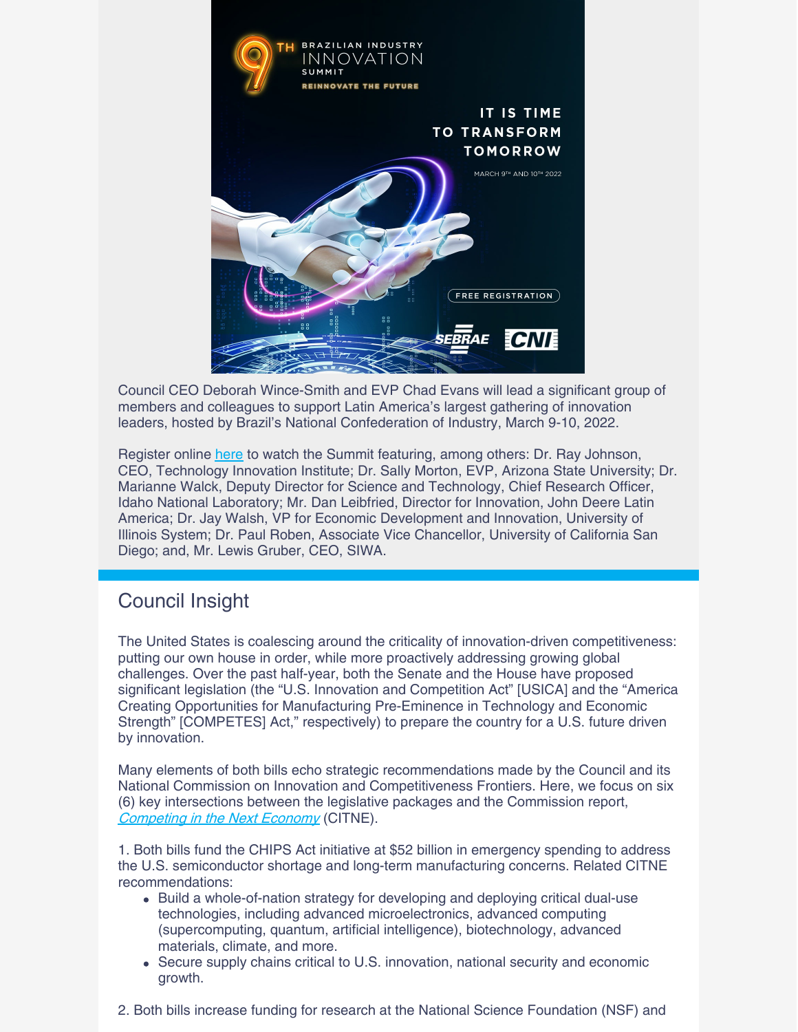Council CEO Deborah Wince-Smith and EVP Chad Evans will lead a significant group of members and colleagues to support Latin America's largest gathering of innovation leaders, hosted by Brazil's National Confederation of Industry, March 9-10, 2022.

Register online [here](#) to watch the Summit featuring, among others: Dr. Ray Johnson, CEO, Technology Innovation Institute; Dr. Sally Morton, EVP, Arizona State University; Dr. Marianne Walck, Deputy Director for Science and Technology, Chief Research Officer, Idaho National Laboratory; Mr. Dan Leibfried, Director for Innovation, John Deere Latin America; Dr. Jay Walsh, VP for Economic Development and Innovation, University of Illinois System; Dr. Paul Roben, Associate Vice Chancellor, University of California San Diego; and, Mr. Lewis Gruber, CEO, SIWA.

## Council Insight

The United States is coalescing around the criticality of innovation-driven competitiveness: putting our own house in order, while more proactively addressing growing global challenges. Over the past half-year, both the Senate and the House have proposed significant legislation (the "U.S. Innovation and Competition Act" [USICA] and the "America Creating Opportunities for Manufacturing Pre-Eminence in Technology and Economic Strength" [COMPETES] Act," respectively) to prepare the country for a U.S. future driven by innovation.

Many elements of both bills echo strategic recommendations made by the Council and its National Commission on Innovation and Competitiveness Frontiers. Here, we focus on six (6) key intersections between the legislative packages and the Commission report, *Competing in the Next Economy* (CITNE).

1. Both bills fund the CHIPS Act initiative at $52 billion in emergency spending to address the U.S. semiconductor shortage and long-term manufacturing concerns. Related CITNE recommendations:
   - Build a whole-of-nation strategy for developing and deploying critical dual-use technologies, including advanced microelectronics, advanced computing (supercomputing, quantum, artificial intelligence), biotechnology, advanced materials, climate, and more.
   - Secure supply chains critical to U.S. innovation, national security and economic growth.

2. Both bills increase funding for research at the National Science Foundation (NSF) and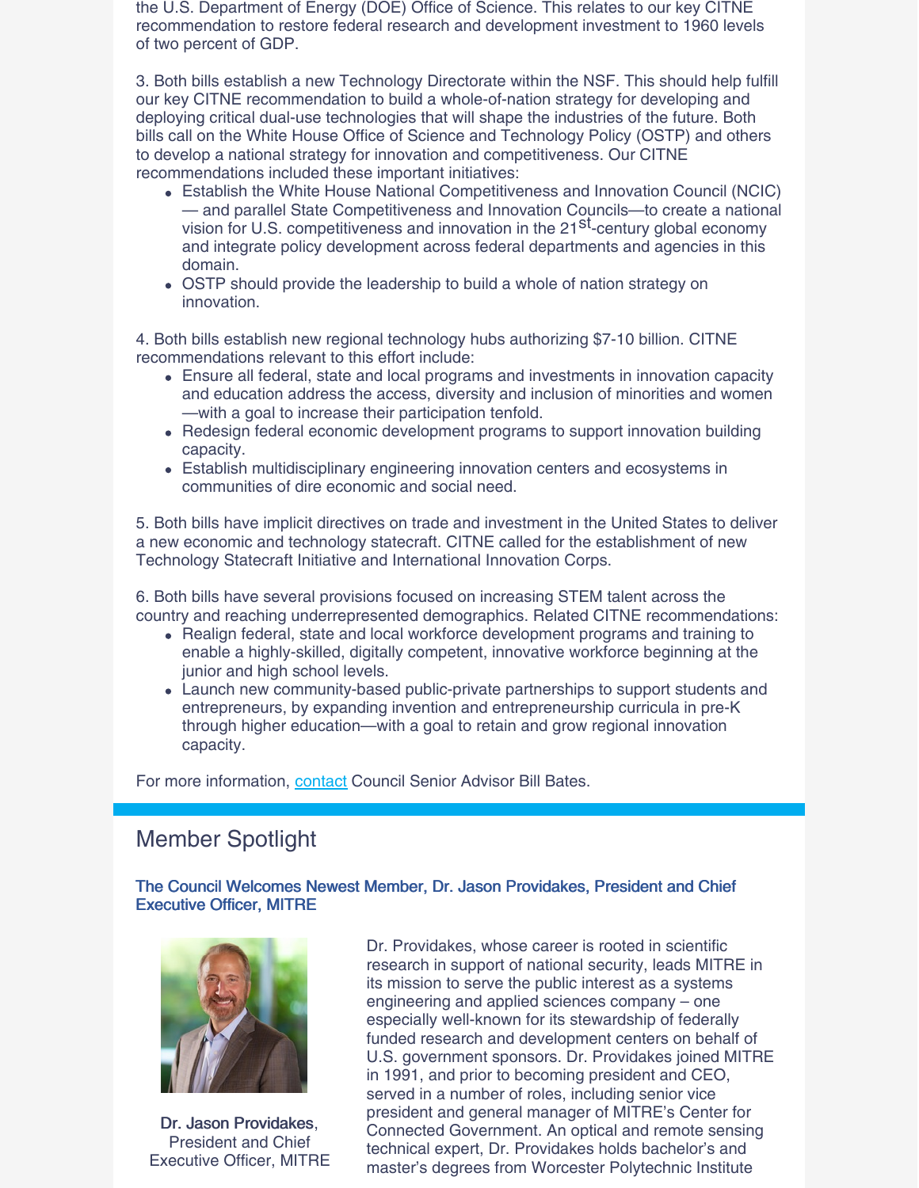the U.S. Department of Energy (DOE) Office of Science. This relates to our key CITNE recommendation to restore federal research and development investment to 1960 levels of two percent of GDP.

3. Both bills establish a new Technology Directorate within the NSF. This should help fulfill our key CITNE recommendation to build a whole-of-nation strategy for developing and deploying critical dual-use technologies that will shape the industries of the future. Both bills call on the White House Office of Science and Technology Policy (OSTP) and others to develop a national strategy for innovation and competitiveness. Our CITNE recommendations included these important initiatives:

- Establish the White House National Competitiveness and Innovation Council (NCIC) — and parallel State Competitiveness and Innovation Councils—to create a national vision for U.S. competitiveness and innovation in the 21st-century global economy and integrate policy development across federal departments and agencies in this domain.
- OSTP should provide the leadership to build a whole of nation strategy on innovation.

4. Both bills establish new regional technology hubs authorizing $7-10 billion. CITNE recommendations relevant to this effort include:

- Ensure all federal, state and local programs and investments in innovation capacity and education address the access, diversity and inclusion of minorities and women —with a goal to increase their participation tenfold.
- Redesign federal economic development programs to support innovation building capacity.
- Establish multidisciplinary engineering innovation centers and ecosystems in communities of dire economic and social need.

5. Both bills have implicit directives on trade and investment in the United States to deliver a new economic and technology statecraft. CITNE called for the establishment of new Technology Statecraft Initiative and International Innovation Corps.

6. Both bills have several provisions focused on increasing STEM talent across the country and reaching underrepresented demographics. Related CITNE recommendations:

- Realign federal, state and local workforce development programs and training to enable a highly-skilled, digitally competent, innovative workforce beginning at the junior and high school levels.
- Launch new community-based public-private partnerships to support students and entrepreneurs, by expanding invention and entrepreneurship curricula in pre-K through higher education—with a goal to retain and grow regional innovation capacity.

For more information, contact Council Senior Advisor Bill Bates.

## Member Spotlight

### The Council Welcomes Newest Member, Dr. Jason Providakes, President and Chief Executive Officer, MITRE

**Dr. Jason Providakes**, President and Chief Executive Officer, MITRE

Dr. Providakes, whose career is rooted in scientific research in support of national security, leads MITRE in its mission to serve the public interest as a systems engineering and applied sciences company – one especially well-known for its stewardship of federally funded research and development centers on behalf of U.S. government sponsors. Dr. Providakes joined MITRE in 1991, and prior to becoming president and CEO, served in a number of roles, including senior vice president and general manager of MITRE's Center for Connected Government. An optical and remote sensing technical expert, Dr. Providakes holds bachelor's and master's degrees from Worcester Polytechnic Institute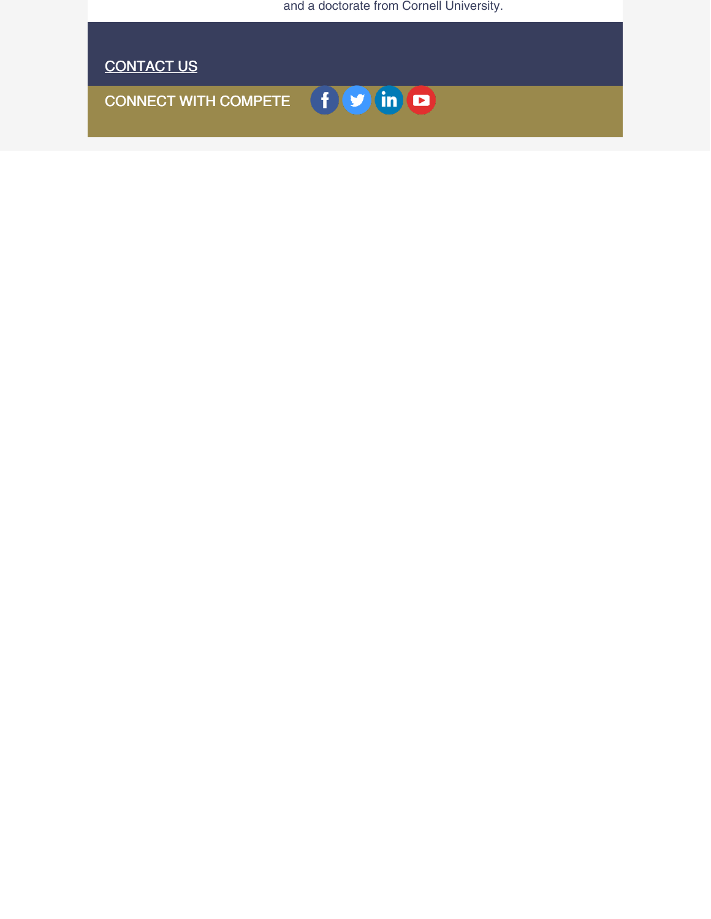and a doctorate from Cornell University.

CONTACT US

CONNECT WITH COMPETE